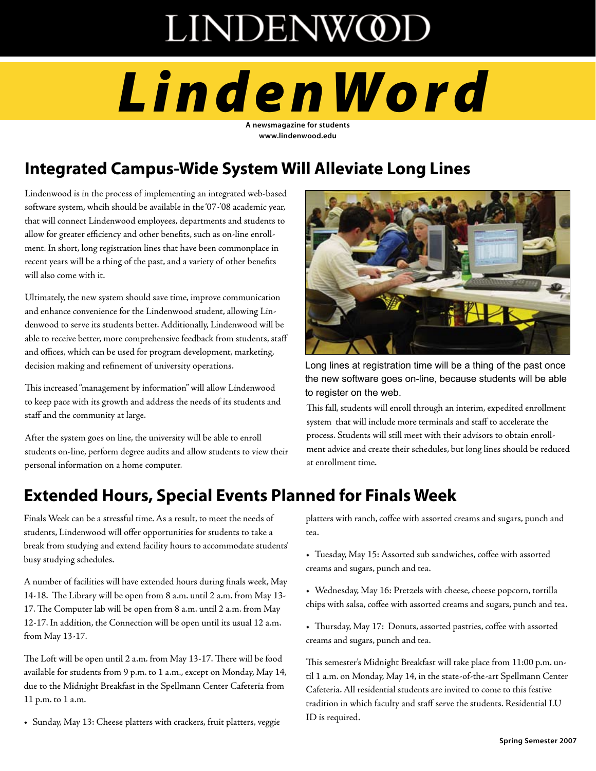# LINDENWOOD

# LindenWord

**A newsmagazine for students**
**www.lindenwood.edu**

## Integrated Campus-Wide System Will Alleviate Long Lines

Lindenwood is in the process of implementing an integrated web-based software system, whcih should be available in the '07-'08 academic year, that will connect Lindenwood employees, departments and students to allow for greater efficiency and other benefits, such as on-line enrollment. In short, long registration lines that have been commonplace in recent years will be a thing of the past, and a variety of other benefits will also come with it.

Ultimately, the new system should save time, improve communication and enhance convenience for the Lindenwood student, allowing Lindenwood to serve its students better. Additionally, Lindenwood will be able to receive better, more comprehensive feedback from students, staff and offices, which can be used for program development, marketing, decision making and refinement of university operations.

This increased "management by information" will allow Lindenwood to keep pace with its growth and address the needs of its students and staff and the community at large.

After the system goes on line, the university will be able to enroll students on-line, perform degree audits and allow students to view their personal information on a home computer.

Long lines at registration time will be a thing of the past once the new software goes on-line, because students will be able to register on the web.

This fall, students will enroll through an interim, expedited enrollment system that will include more terminals and staff to accelerate the process. Students will still meet with their advisors to obtain enrollment advice and create their schedules, but long lines should be reduced at enrollment time.

## Extended Hours, Special Events Planned for Finals Week

Finals Week can be a stressful time. As a result, to meet the needs of students, Lindenwood will offer opportunities for students to take a break from studying and extend facility hours to accommodate students' busy studying schedules.

A number of facilities will have extended hours during finals week, May 14-18. The Library will be open from 8 a.m. until 2 a.m. from May 13-17. The Computer lab will be open from 8 a.m. until 2 a.m. from May 12-17. In addition, the Connection will be open until its usual 12 a.m. from May 13-17.

The Loft will be open until 2 a.m. from May 13-17. There will be food available for students from 9 p.m. to 1 a.m., except on Monday, May 14, due to the Midnight Breakfast in the Spellmann Center Cafeteria from 11 p.m. to 1 a.m.

- Sunday, May 13: Cheese platters with crackers, fruit platters, veggie platters with ranch, coffee with assorted creams and sugars, punch and tea.
- Tuesday, May 15: Assorted sub sandwiches, coffee with assorted creams and sugars, punch and tea.
- Wednesday, May 16: Pretzels with cheese, cheese popcorn, tortilla chips with salsa, coffee with assorted creams and sugars, punch and tea.
- Thursday, May 17: Donuts, assorted pastries, coffee with assorted creams and sugars, punch and tea.

This semester's Midnight Breakfast will take place from 11:00 p.m. until 1 a.m. on Monday, May 14, in the state-of-the-art Spellmann Center Cafeteria. All residential students are invited to come to this festive tradition in which faculty and staff serve the students. Residential LU ID is required.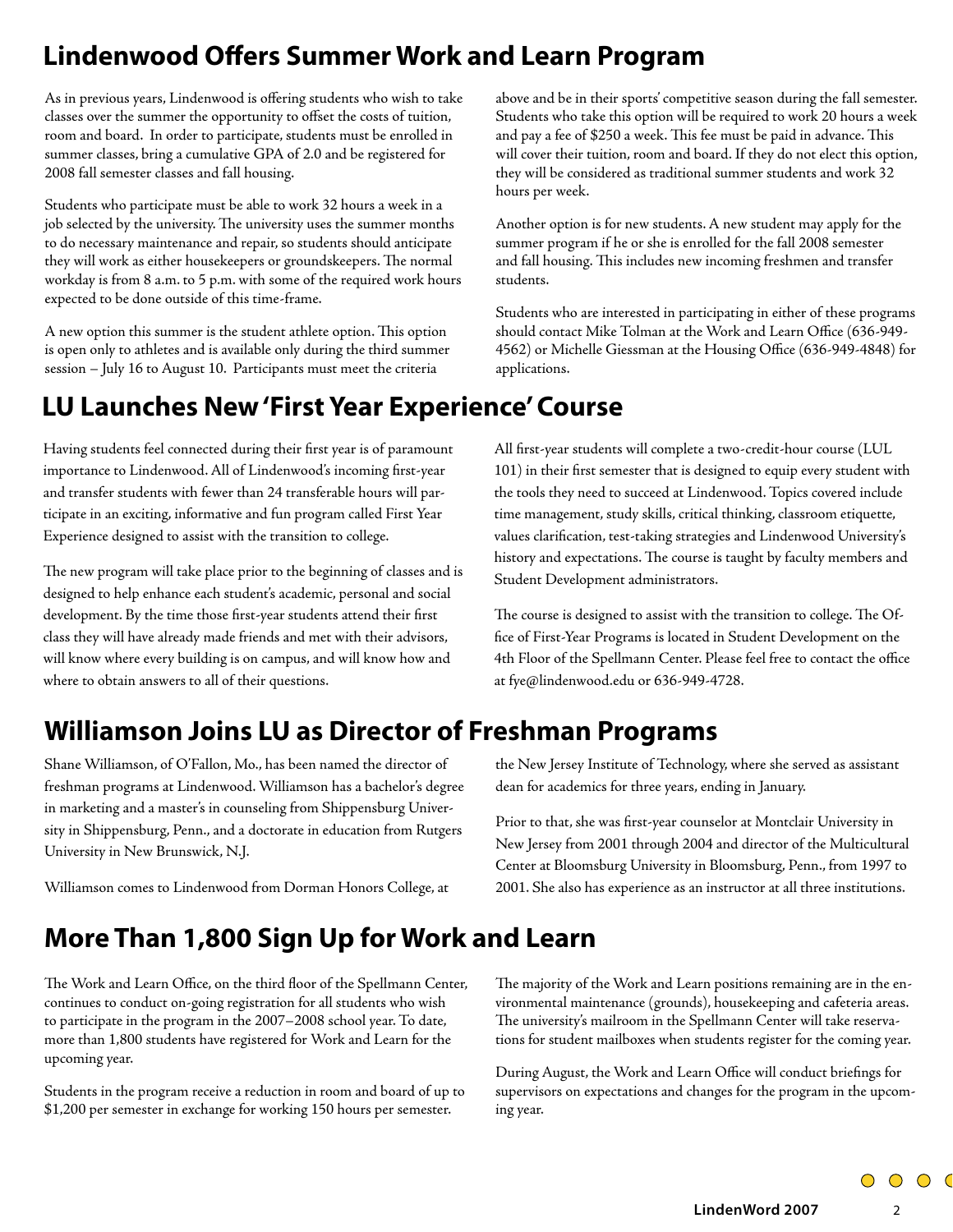## Lindenwood Offers Summer Work and Learn Program

As in previous years, Lindenwood is offering students who wish to take classes over the summer the opportunity to offset the costs of tuition, room and board. In order to participate, students must be enrolled in summer classes, bring a cumulative GPA of 2.0 and be registered for 2008 fall semester classes and fall housing.

Students who participate must be able to work 32 hours a week in a job selected by the university. The university uses the summer months to do necessary maintenance and repair, so students should anticipate they will work as either housekeepers or groundskeepers. The normal workday is from 8 a.m. to 5 p.m. with some of the required work hours expected to be done outside of this time-frame.

A new option this summer is the student athlete option. This option is open only to athletes and is available only during the third summer session – July 16 to August 10. Participants must meet the criteria above and be in their sports' competitive season during the fall semester. Students who take this option will be required to work 20 hours a week and pay a fee of $250 a week. This fee must be paid in advance. This will cover their tuition, room and board. If they do not elect this option, they will be considered as traditional summer students and work 32 hours per week.

Another option is for new students. A new student may apply for the summer program if he or she is enrolled for the fall 2008 semester and fall housing. This includes new incoming freshmen and transfer students.

Students who are interested in participating in either of these programs should contact Mike Tolman at the Work and Learn Office (636-949-4562) or Michelle Giessman at the Housing Office (636-949-4848) for applications.

## LU Launches New 'First Year Experience' Course

Having students feel connected during their first year is of paramount importance to Lindenwood. All of Lindenwood's incoming first-year and transfer students with fewer than 24 transferable hours will participate in an exciting, informative and fun program called First Year Experience designed to assist with the transition to college.

The new program will take place prior to the beginning of classes and is designed to help enhance each student's academic, personal and social development. By the time those first-year students attend their first class they will have already made friends and met with their advisors, will know where every building is on campus, and will know how and where to obtain answers to all of their questions.

All first-year students will complete a two-credit-hour course (LUL 101) in their first semester that is designed to equip every student with the tools they need to succeed at Lindenwood. Topics covered include time management, study skills, critical thinking, classroom etiquette, values clarification, test-taking strategies and Lindenwood University's history and expectations. The course is taught by faculty members and Student Development administrators.

The course is designed to assist with the transition to college. The Office of First-Year Programs is located in Student Development on the 4th Floor of the Spellmann Center. Please feel free to contact the office at fye@lindenwood.edu or 636-949-4728.

## Williamson Joins LU as Director of Freshman Programs

Shane Williamson, of O'Fallon, Mo., has been named the director of freshman programs at Lindenwood. Williamson has a bachelor's degree in marketing and a master's in counseling from Shippensburg University in Shippensburg, Penn., and a doctorate in education from Rutgers University in New Brunswick, N.J.

Williamson comes to Lindenwood from Dorman Honors College, at the New Jersey Institute of Technology, where she served as assistant dean for academics for three years, ending in January.

Prior to that, she was first-year counselor at Montclair University in New Jersey from 2001 through 2004 and director of the Multicultural Center at Bloomsburg University in Bloomsburg, Penn., from 1997 to 2001. She also has experience as an instructor at all three institutions.

## More Than 1,800 Sign Up for Work and Learn

The Work and Learn Office, on the third floor of the Spellmann Center, continues to conduct on-going registration for all students who wish to participate in the program in the 2007–2008 school year. To date, more than 1,800 students have registered for Work and Learn for the upcoming year.

Students in the program receive a reduction in room and board of up to $1,200 per semester in exchange for working 150 hours per semester.

The majority of the Work and Learn positions remaining are in the environmental maintenance (grounds), housekeeping and cafeteria areas. The university's mailroom in the Spellmann Center will take reservations for student mailboxes when students register for the coming year.

During August, the Work and Learn Office will conduct briefings for supervisors on expectations and changes for the program in the upcoming year.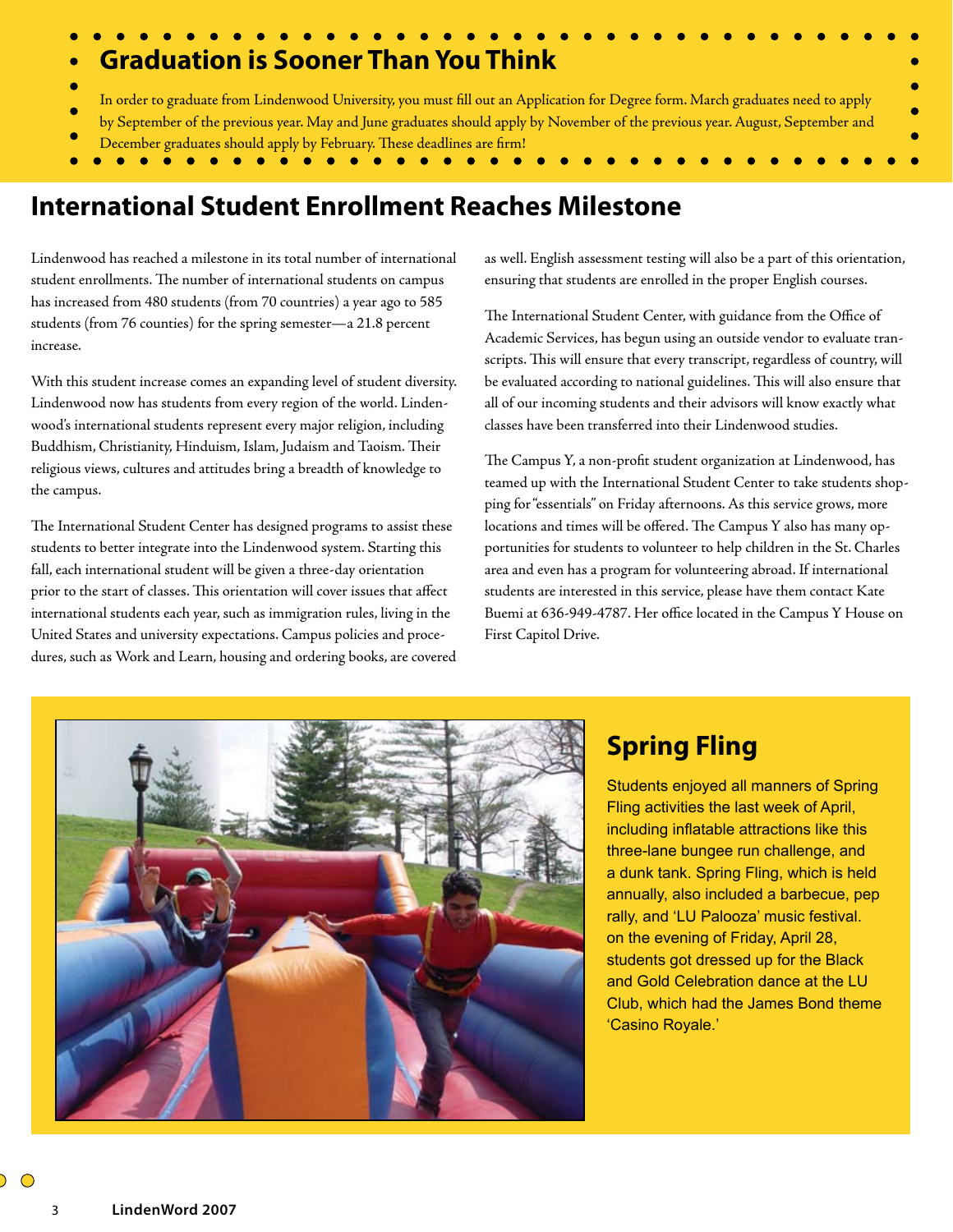## Graduation is Sooner Than You Think

In order to graduate from Lindenwood University, you must fill out an Application for Degree form. March graduates need to apply by September of the previous year. May and June graduates should apply by November of the previous year. August, September and December graduates should apply by February. These deadlines are firm!

## International Student Enrollment Reaches Milestone

Lindenwood has reached a milestone in its total number of international student enrollments. The number of international students on campus has increased from 480 students (from 70 countries) a year ago to 585 students (from 76 counties) for the spring semester—a 21.8 percent increase.

With this student increase comes an expanding level of student diversity. Lindenwood now has students from every region of the world. Lindenwood's international students represent every major religion, including Buddhism, Christianity, Hinduism, Islam, Judaism and Taoism. Their religious views, cultures and attitudes bring a breadth of knowledge to the campus.

The International Student Center has designed programs to assist these students to better integrate into the Lindenwood system. Starting this fall, each international student will be given a three-day orientation prior to the start of classes. This orientation will cover issues that affect international students each year, such as immigration rules, living in the United States and university expectations. Campus policies and procedures, such as Work and Learn, housing and ordering books, are covered as well. English assessment testing will also be a part of this orientation, ensuring that students are enrolled in the proper English courses.

The International Student Center, with guidance from the Office of Academic Services, has begun using an outside vendor to evaluate transcripts. This will ensure that every transcript, regardless of country, will be evaluated according to national guidelines. This will also ensure that all of our incoming students and their advisors will know exactly what classes have been transferred into their Lindenwood studies.

The Campus Y, a non-profit student organization at Lindenwood, has teamed up with the International Student Center to take students shopping for "essentials" on Friday afternoons. As this service grows, more locations and times will be offered. The Campus Y also has many opportunities for students to volunteer to help children in the St. Charles area and even has a program for volunteering abroad. If international students are interested in this service, please have them contact Kate Buemi at 636-949-4787. Her office located in the Campus Y House on First Capitol Drive.

## Spring Fling

Students enjoyed all manners of Spring Fling activities the last week of April, including inflatable attractions like this three-lane bungee run challenge, and a dunk tank. Spring Fling, which is held annually, also included a barbecue, pep rally, and 'LU Palooza' music festival. on the evening of Friday, April 28, students got dressed up for the Black and Gold Celebration dance at the LU Club, which had the James Bond theme 'Casino Royale.'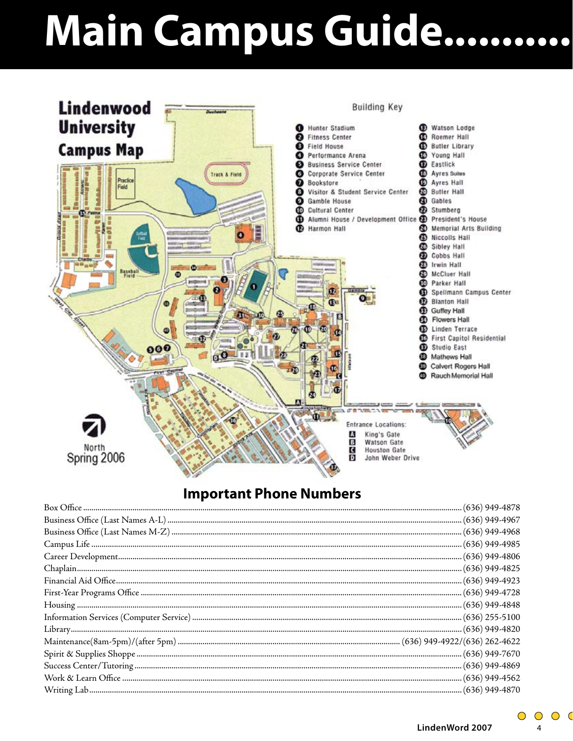# Main Campus Guide..........

## Lindenwood University Campus Map

### Building Key

1. Hunter Stadium
2. Fitness Center
3. Field House
4. Performance Arena
5. Business Service Center
6. Corporate Service Center
7. Bookstore
8. Visitor & Student Service Center
9. Gamble House
10. Cultural Center
11. Alumni House / Development Office
12. Harmon Hall
13. Watson Lodge
14. Roemer Hall
15. Butler Library
16. Young Hall
17. Eastlick
18. Ayres Suites
19. Ayres Hall
20. Butler Hall
21. Gables
22. Stumberg
23. President's House
24. Memorial Arts Building
25. Niccolls Hall
26. Sibley Hall
27. Cobbs Hall
28. Irwin Hall
29. McCluer Hall
30. Parker Hall
31. Spellmann Campus Center
32. Blanton Hall
33. Guffey Hall
34. Flowers Hall
35. Linden Terrace
36. First Capitol Residential
37. Studio East
38. Mathews Hall
39. Calvert Rogers Hall
40. Rauch Memorial Hall

### Entrance Locations:

- A King's Gate
- B Watson Gate
- C Houston Gate
- D John Weber Drive

North

Spring 2006

## Important Phone Numbers

| | |
|---|---|
| Box Office | (636) 949-4878 |
| Business Office (Last Names A-L) | (636) 949-4967 |
| Business Office (Last Names M-Z) | (636) 949-4968 |
| Campus Life | (636) 949-4985 |
| Career Development | (636) 949-4806 |
| Chaplain | (636) 949-4825 |
| Financial Aid Office | (636) 949-4923 |
| First-Year Programs Office | (636) 949-4728 |
| Housing | (636) 949-4848 |
| Information Services (Computer Service) | (636) 255-5100 |
| Library | (636) 949-4820 |
| Maintenance(8am-5pm)/(after 5pm) | (636) 949-4922/(636) 262-4622 |
| Spirit & Supplies Shoppe | (636) 949-7670 |
| Success Center/Tutoring | (636) 949-4869 |
| Work & Learn Office | (636) 949-4562 |
| Writing Lab | (636) 949-4870 |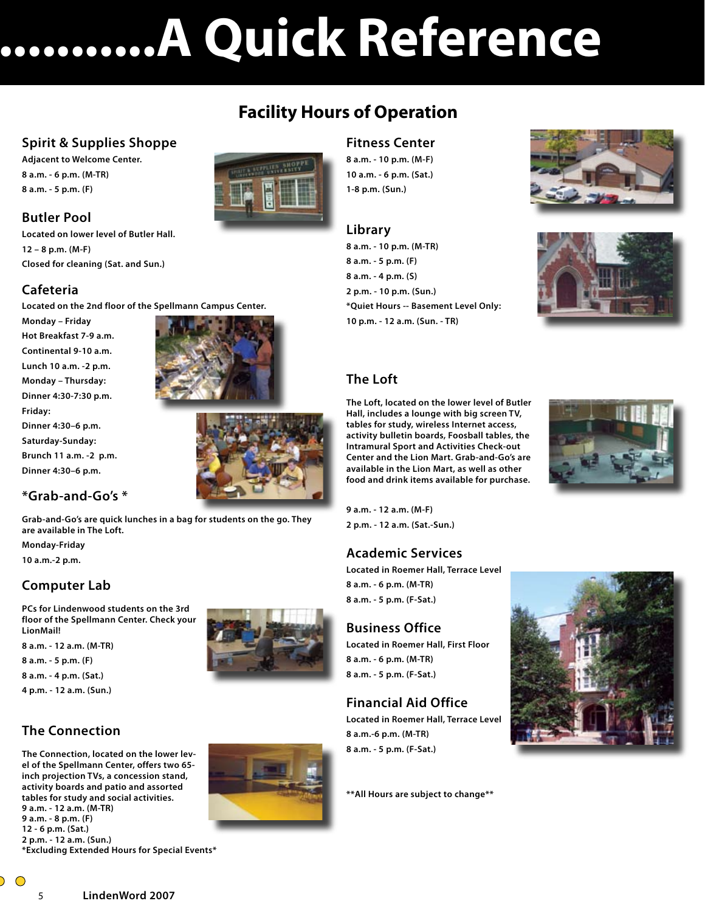# ...........A Quick Reference

## Facility Hours of Operation

### Spirit & Supplies Shoppe

Adjacent to Welcome Center.

8 a.m. - 6 p.m. (M-TR)

8 a.m. - 5 p.m. (F)

### Butler Pool

Located on lower level of Butler Hall.

12 – 8 p.m. (M-F)

Closed for cleaning (Sat. and Sun.)

### Cafeteria

Located on the 2nd floor of the Spellmann Campus Center.

Monday – Friday

Hot Breakfast 7-9 a.m.

Continental 9-10 a.m.

Lunch 10 a.m. -2 p.m.

Monday – Thursday:

Dinner 4:30-7:30 p.m.

Friday:

Dinner 4:30–6 p.m.

Saturday-Sunday:

Brunch 11 a.m. -2 p.m.

Dinner 4:30–6 p.m.

### *Grab-and-Go's *

Grab-and-Go's are quick lunches in a bag for students on the go. They are available in The Loft.

Monday-Friday

10 a.m.-2 p.m.

### Computer Lab

PCs for Lindenwood students on the 3rd floor of the Spellmann Center. Check your LionMail!

8 a.m. - 12 a.m. (M-TR)

8 a.m. - 5 p.m. (F)

8 a.m. - 4 p.m. (Sat.)

4 p.m. - 12 a.m. (Sun.)

### The Connection

The Connection, located on the lower level of the Spellmann Center, offers two 65-inch projection TVs, a concession stand, activity boards and patio and assorted tables for study and social activities.

9 a.m. - 12 a.m. (M-TR)

9 a.m. - 8 p.m. (F)

12 - 6 p.m. (Sat.)

2 p.m. - 12 a.m. (Sun.)

*Excluding Extended Hours for Special Events*

### Fitness Center

8 a.m. - 10 p.m. (M-F)

10 a.m. - 6 p.m. (Sat.)

1-8 p.m. (Sun.)

### Library

8 a.m. - 10 p.m. (M-TR)

8 a.m. - 5 p.m. (F)

8 a.m. - 4 p.m. (S)

2 p.m. - 10 p.m. (Sun.)

*Quiet Hours -- Basement Level Only:

10 p.m. - 12 a.m. (Sun. - TR)

### The Loft

The Loft, located on the lower level of Butler Hall, includes a lounge with big screen TV, tables for study, wireless Internet access, activity bulletin boards, Foosball tables, the Intramural Sport and Activities Check-out Center and the Lion Mart. Grab-and-Go's are available in the Lion Mart, as well as other food and drink items available for purchase.

9 a.m. - 12 a.m. (M-F)

2 p.m. - 12 a.m. (Sat.-Sun.)

### Academic Services

Located in Roemer Hall, Terrace Level

8 a.m. - 6 p.m. (M-TR)

8 a.m. - 5 p.m. (F-Sat.)

### Business Office

Located in Roemer Hall, First Floor

8 a.m. - 6 p.m. (M-TR)

8 a.m. - 5 p.m. (F-Sat.)

### Financial Aid Office

Located in Roemer Hall, Terrace Level

8 a.m.-6 p.m. (M-TR)

8 a.m. - 5 p.m. (F-Sat.)

**All Hours are subject to change**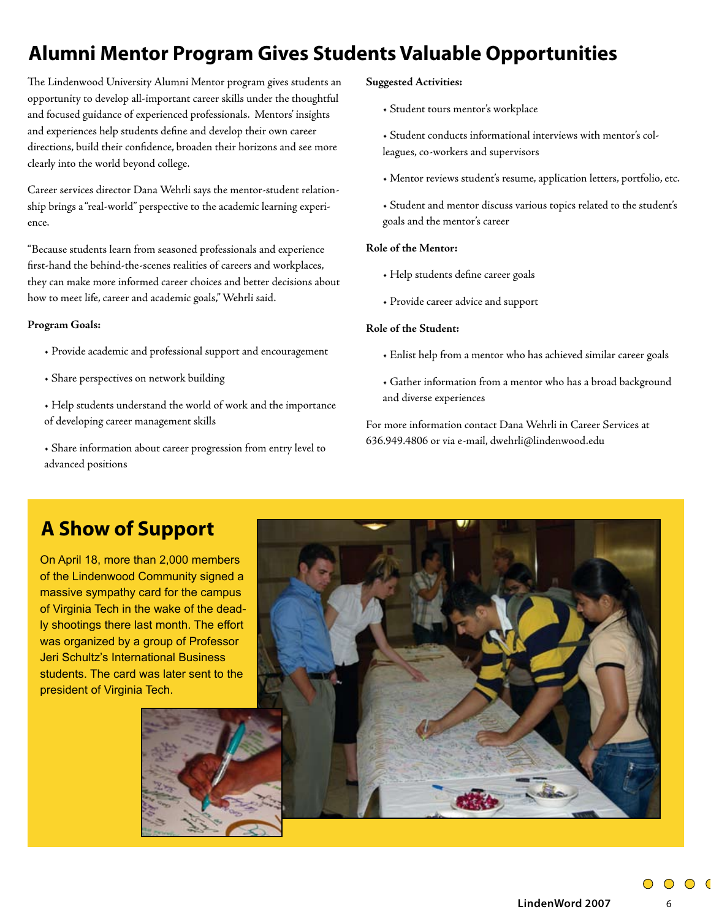# Alumni Mentor Program Gives Students Valuable Opportunities

The Lindenwood University Alumni Mentor program gives students an opportunity to develop all-important career skills under the thoughtful and focused guidance of experienced professionals. Mentors' insights and experiences help students define and develop their own career directions, build their confidence, broaden their horizons and see more clearly into the world beyond college.

Career services director Dana Wehrli says the mentor-student relationship brings a "real-world" perspective to the academic learning experience.

"Because students learn from seasoned professionals and experience first-hand the behind-the-scenes realities of careers and workplaces, they can make more informed career choices and better decisions about how to meet life, career and academic goals," Wehrli said.

**Program Goals:**

- Provide academic and professional support and encouragement
- Share perspectives on network building
- Help students understand the world of work and the importance of developing career management skills
- Share information about career progression from entry level to advanced positions

**Suggested Activities:**

- Student tours mentor's workplace
- Student conducts informational interviews with mentor's colleagues, co-workers and supervisors
- Mentor reviews student's resume, application letters, portfolio, etc.
- Student and mentor discuss various topics related to the student's goals and the mentor's career

**Role of the Mentor:**

- Help students define career goals
- Provide career advice and support

**Role of the Student:**

- Enlist help from a mentor who has achieved similar career goals
- Gather information from a mentor who has a broad background and diverse experiences

For more information contact Dana Wehrli in Career Services at 636.949.4806 or via e-mail, dwehrli@lindenwood.edu

## A Show of Support

On April 18, more than 2,000 members of the Lindenwood Community signed a massive sympathy card for the campus of Virginia Tech in the wake of the deadly shootings there last month. The effort was organized by a group of Professor Jeri Schultz's International Business students. The card was later sent to the president of Virginia Tech.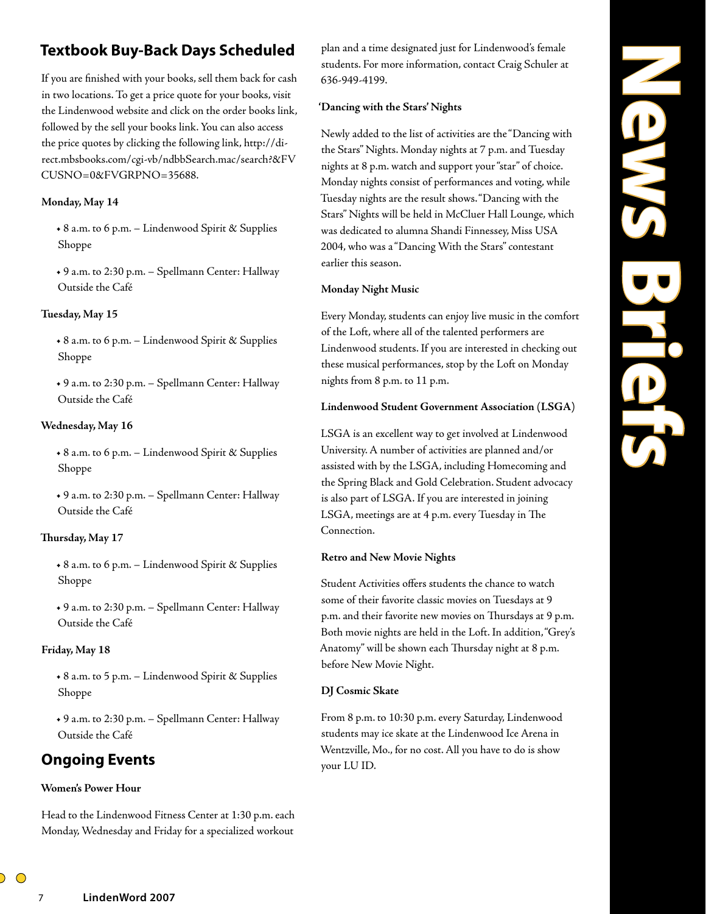# News Briefs

## Textbook Buy-Back Days Scheduled

If you are finished with your books, sell them back for cash in two locations. To get a price quote for your books, visit the Lindenwood website and click on the order books link, followed by the sell your books link. You can also access the price quotes by clicking the following link, http://direct.mbsbooks.com/cgi-vb/ndbbSearch.mac/search?&FVCUSNO=0&FVGRPNO=35688.

**Monday, May 14**

- 8 a.m. to 6 p.m. – Lindenwood Spirit & Supplies Shoppe
- 9 a.m. to 2:30 p.m. – Spellmann Center: Hallway Outside the Café

**Tuesday, May 15**

- 8 a.m. to 6 p.m. – Lindenwood Spirit & Supplies Shoppe
- 9 a.m. to 2:30 p.m. – Spellmann Center: Hallway Outside the Café

**Wednesday, May 16**

- 8 a.m. to 6 p.m. – Lindenwood Spirit & Supplies Shoppe
- 9 a.m. to 2:30 p.m. – Spellmann Center: Hallway Outside the Café

**Thursday, May 17**

- 8 a.m. to 6 p.m. – Lindenwood Spirit & Supplies Shoppe
- 9 a.m. to 2:30 p.m. – Spellmann Center: Hallway Outside the Café

**Friday, May 18**

- 8 a.m. to 5 p.m. – Lindenwood Spirit & Supplies Shoppe
- 9 a.m. to 2:30 p.m. – Spellmann Center: Hallway Outside the Café

## Ongoing Events

**Women's Power Hour**

Head to the Lindenwood Fitness Center at 1:30 p.m. each Monday, Wednesday and Friday for a specialized workout plan and a time designated just for Lindenwood's female students. For more information, contact Craig Schuler at 636-949-4199.

**'Dancing with the Stars' Nights**

Newly added to the list of activities are the "Dancing with the Stars" Nights. Monday nights at 7 p.m. and Tuesday nights at 8 p.m. watch and support your "star" of choice. Monday nights consist of performances and voting, while Tuesday nights are the result shows. "Dancing with the Stars" Nights will be held in McCluer Hall Lounge, which was dedicated to alumna Shandi Finnessey, Miss USA 2004, who was a "Dancing With the Stars" contestant earlier this season.

**Monday Night Music**

Every Monday, students can enjoy live music in the comfort of the Loft, where all of the talented performers are Lindenwood students. If you are interested in checking out these musical performances, stop by the Loft on Monday nights from 8 p.m. to 11 p.m.

**Lindenwood Student Government Association (LSGA)**

LSGA is an excellent way to get involved at Lindenwood University. A number of activities are planned and/or assisted with by the LSGA, including Homecoming and the Spring Black and Gold Celebration. Student advocacy is also part of LSGA. If you are interested in joining LSGA, meetings are at 4 p.m. every Tuesday in The Connection.

**Retro and New Movie Nights**

Student Activities offers students the chance to watch some of their favorite classic movies on Tuesdays at 9 p.m. and their favorite new movies on Thursdays at 9 p.m. Both movie nights are held in the Loft. In addition, "Grey's Anatomy" will be shown each Thursday night at 8 p.m. before New Movie Night.

**DJ Cosmic Skate**

From 8 p.m. to 10:30 p.m. every Saturday, Lindenwood students may ice skate at the Lindenwood Ice Arena in Wentzville, Mo., for no cost. All you have to do is show your LU ID.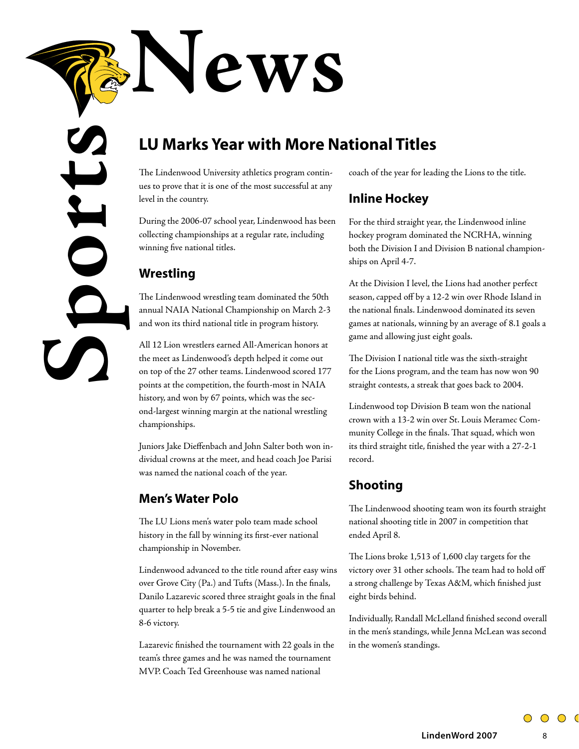# Sports News

## LU Marks Year with More National Titles

The Lindenwood University athletics program continues to prove that it is one of the most successful at any level in the country.

During the 2006-07 school year, Lindenwood has been collecting championships at a regular rate, including winning five national titles.

### Wrestling

The Lindenwood wrestling team dominated the 50th annual NAIA National Championship on March 2-3 and won its third national title in program history.

All 12 Lion wrestlers earned All-American honors at the meet as Lindenwood's depth helped it come out on top of the 27 other teams. Lindenwood scored 177 points at the competition, the fourth-most in NAIA history, and won by 67 points, which was the second-largest winning margin at the national wrestling championships.

Juniors Jake Dieffenbach and John Salter both won individual crowns at the meet, and head coach Joe Parisi was named the national coach of the year.

### Men's Water Polo

The LU Lions men's water polo team made school history in the fall by winning its first-ever national championship in November.

Lindenwood advanced to the title round after easy wins over Grove City (Pa.) and Tufts (Mass.). In the finals, Danilo Lazarevic scored three straight goals in the final quarter to help break a 5-5 tie and give Lindenwood an 8-6 victory.

Lazarevic finished the tournament with 22 goals in the team's three games and he was named the tournament MVP. Coach Ted Greenhouse was named national coach of the year for leading the Lions to the title.

### Inline Hockey

For the third straight year, the Lindenwood inline hockey program dominated the NCRHA, winning both the Division I and Division B national championships on April 4-7.

At the Division I level, the Lions had another perfect season, capped off by a 12-2 win over Rhode Island in the national finals. Lindenwood dominated its seven games at nationals, winning by an average of 8.1 goals a game and allowing just eight goals.

The Division I national title was the sixth-straight for the Lions program, and the team has now won 90 straight contests, a streak that goes back to 2004.

Lindenwood top Division B team won the national crown with a 13-2 win over St. Louis Meramec Community College in the finals. That squad, which won its third straight title, finished the year with a 27-2-1 record.

### Shooting

The Lindenwood shooting team won its fourth straight national shooting title in 2007 in competition that ended April 8.

The Lions broke 1,513 of 1,600 clay targets for the victory over 31 other schools. The team had to hold off a strong challenge by Texas A&M, which finished just eight birds behind.

Individually, Randall McLelland finished second overall in the men's standings, while Jenna McLean was second in the women's standings.